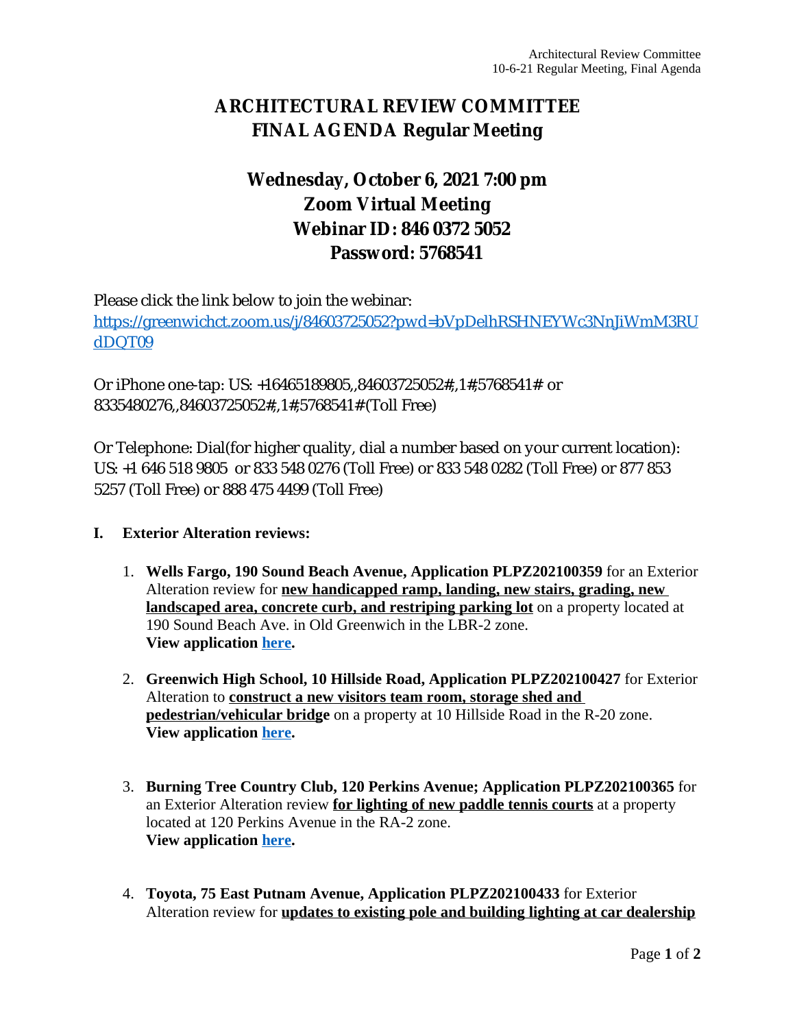# ARCHITECTURAL REVIEW COMMITTEE
# FINAL AGENDA Regular Meeting

## Wednesday, October 6, 2021 7:00 pm
## Zoom Virtual Meeting
## Webinar ID: 846 0372 5052
## Password: 5768541

Please click the link below to join the webinar:
https://greenwichct.zoom.us/j/84603725052?pwd=bVpDelhRSHNEYWc3NnJiWmM3RUdDQT09

Or iPhone one-tap: US: +16465189805,,84603725052#,,1#,5768541# or 8335480276,,84603725052#,,1#,5768541# (Toll Free)

Or Telephone: Dial(for higher quality, dial a number based on your current location): US: +1 646 518 9805 or 833 548 0276 (Toll Free) or 833 548 0282 (Toll Free) or 877 853 5257 (Toll Free) or 888 475 4499 (Toll Free)

**I. Exterior Alteration reviews:**

1. **Wells Fargo, 190 Sound Beach Avenue, Application PLPZ202100359** for an Exterior Alteration review for **new handicapped ramp, landing, new stairs, grading, new landscaped area, concrete curb, and restriping parking lot** on a property located at 190 Sound Beach Ave. in Old Greenwich in the LBR-2 zone.
   **View application here.**

2. **Greenwich High School, 10 Hillside Road, Application PLPZ202100427** for Exterior Alteration to **construct a new visitors team room, storage shed and pedestrian/vehicular bridge** on a property at 10 Hillside Road in the R-20 zone.
   **View application here.**

3. **Burning Tree Country Club, 120 Perkins Avenue; Application PLPZ202100365** for an Exterior Alteration review **for lighting of new paddle tennis courts** at a property located at 120 Perkins Avenue in the RA-2 zone.
   **View application here.**

4. **Toyota, 75 East Putnam Avenue, Application PLPZ202100433** for Exterior Alteration review for **updates to existing pole and building lighting at car dealership**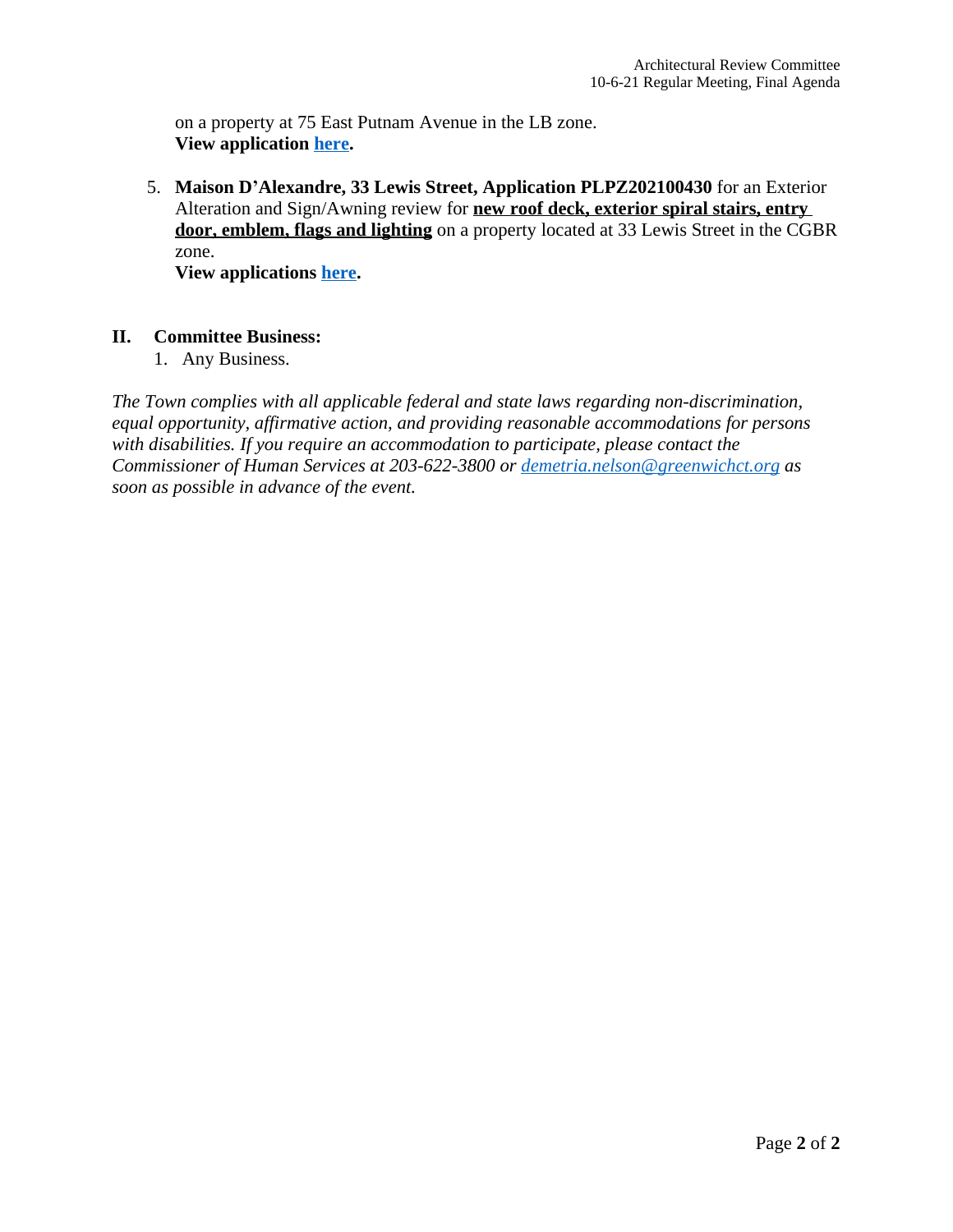on a property at 75 East Putnam Avenue in the LB zone.
**View application [here](here).**

5. **Maison D'Alexandre, 33 Lewis Street, Application PLPZ202100430** for an Exterior Alteration and Sign/Awning review for **new roof deck, exterior spiral stairs, entry door, emblem, flags and lighting** on a property located at 33 Lewis Street in the CGBR zone.
   **View applications [here](here).**

## II. Committee Business:

1. Any Business.

*The Town complies with all applicable federal and state laws regarding non-discrimination, equal opportunity, affirmative action, and providing reasonable accommodations for persons with disabilities. If you require an accommodation to participate, please contact the Commissioner of Human Services at 203-622-3800 or demetria.nelson@greenwichct.org as soon as possible in advance of the event.*